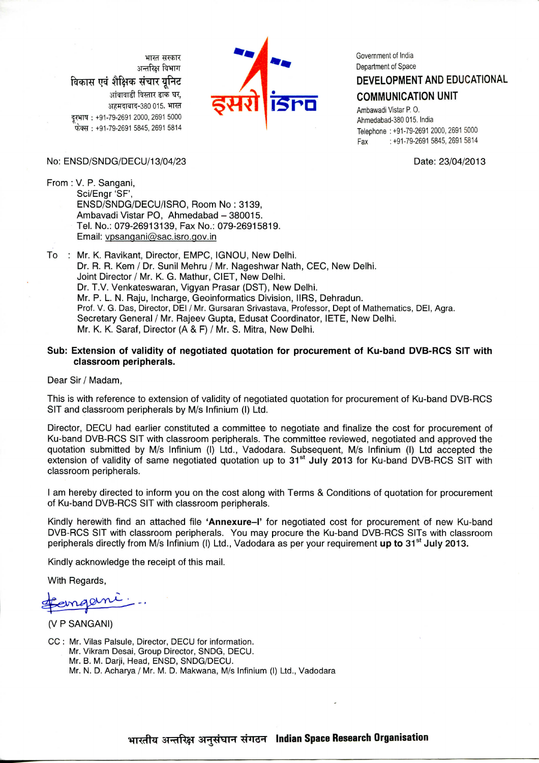भारत सरकार
अन्तरिक्ष विभाग
**विकास एवं शैक्षिक संचार यूनिट**
आंबावाडी विस्तार डाक घर,
अहमदाबाद-380 015. भारत
दूरभाष : +91-79-2691 2000, 2691 5000
फेक्स : +91-79-2691 5845, 2691 5814

Government of India
Department of Space
**DEVELOPMENT AND EDUCATIONAL COMMUNICATION UNIT**
Ambawadi Vistar P. O.
Ahmedabad-380 015. India
Telephone : +91-79-2691 2000, 2691 5000
Fax : +91-79-2691 5845, 2691 5814

No: ENSD/SNDG/DECU/13/04/23

Date: 23/04/2013

From : V. P. Sangani,
Sci/Engr 'SF',
ENSD/SNDG/DECU/ISRO, Room No : 3139,
Ambavadi Vistar PO, Ahmedabad – 380015.
Tel. No.: 079-26913139, Fax No.: 079-26915819.
Email: vpsangani@sac.isro.gov.in

To : Mr. K. Ravikant, Director, EMPC, IGNOU, New Delhi.
Dr. R. R. Kem / Dr. Sunil Mehru / Mr. Nageshwar Nath, CEC, New Delhi.
Joint Director / Mr. K. G. Mathur, CIET, New Delhi.
Dr. T.V. Venkateswaran, Vigyan Prasar (DST), New Delhi.
Mr. P. L. N. Raju, Incharge, Geoinformatics Division, IIRS, Dehradun.
Prof. V. G. Das, Director, DEI / Mr. Gursaran Srivastava, Professor, Dept of Mathematics, DEI, Agra.
Secretary General / Mr. Rajeev Gupta, Edusat Coordinator, IETE, New Delhi.
Mr. K. K. Saraf, Director (A & F) / Mr. S. Mitra, New Delhi.

**Sub: Extension of validity of negotiated quotation for procurement of Ku-band DVB-RCS SIT with classroom peripherals.**

Dear Sir / Madam,

This is with reference to extension of validity of negotiated quotation for procurement of Ku-band DVB-RCS SIT and classroom peripherals by M/s Infinium (I) Ltd.

Director, DECU had earlier constituted a committee to negotiate and finalize the cost for procurement of Ku-band DVB-RCS SIT with classroom peripherals. The committee reviewed, negotiated and approved the quotation submitted by M/s Infinium (I) Ltd., Vadodara. Subsequent, M/s Infinium (I) Ltd accepted the extension of validity of same negotiated quotation up to **31st July 2013** for Ku-band DVB-RCS SIT with classroom peripherals.

I am hereby directed to inform you on the cost along with Terms & Conditions of quotation for procurement of Ku-band DVB-RCS SIT with classroom peripherals.

Kindly herewith find an attached file **'Annexure–I'** for negotiated cost for procurement of new Ku-band DVB-RCS SIT with classroom peripherals. You may procure the Ku-band DVB-RCS SITs with classroom peripherals directly from M/s Infinium (I) Ltd., Vadodara as per your requirement **up to 31st July 2013.**

Kindly acknowledge the receipt of this mail.

With Regards,

Sangani...

(V P SANGANI)

CC : Mr. Vilas Palsule, Director, DECU for information.
Mr. Vikram Desai, Group Director, SNDG, DECU.
Mr. B. M. Darji, Head, ENSD, SNDG/DECU.
Mr. N. D. Acharya / Mr. M. D. Makwana, M/s Infinium (I) Ltd., Vadodara

भारतीय अन्तरिक्ष अनुसंधान संगठन **Indian Space Research Organisation**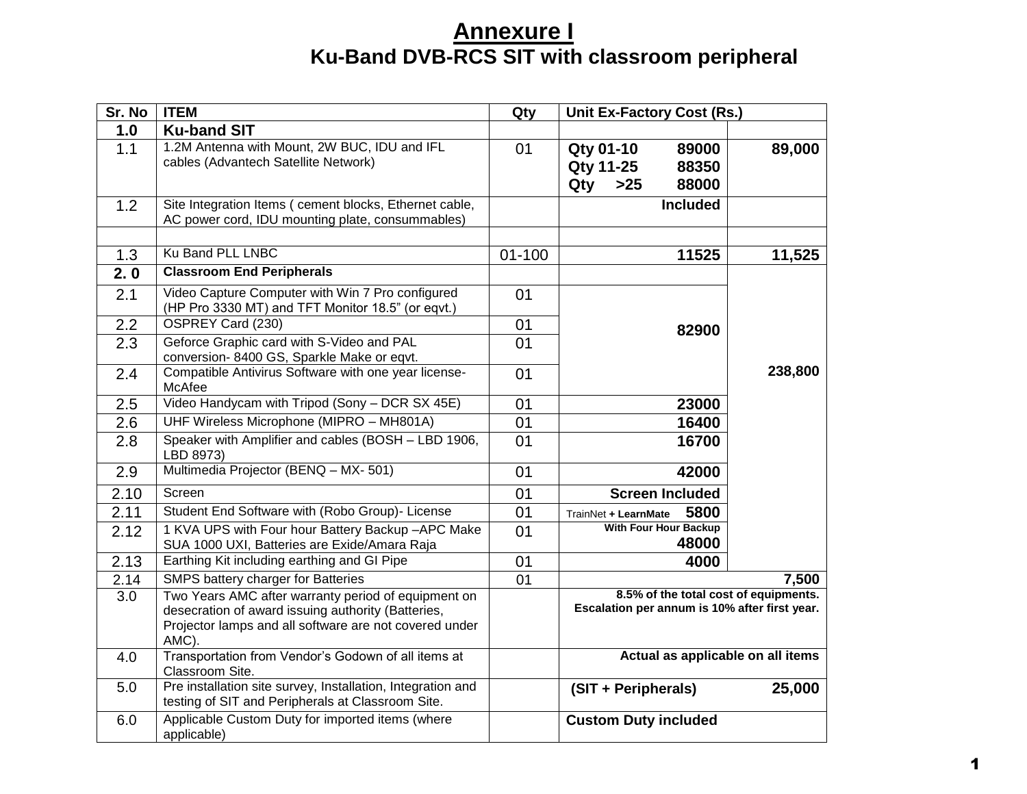# Annexure I

## Ku-Band DVB-RCS SIT with classroom peripheral

| Sr. No | ITEM | Qty | Unit Ex-Factory Cost (Rs.) | |
|---|---|---|---|---|
| **1.0** | **Ku-band SIT** | | | |
| 1.1 | 1.2M Antenna with Mount, 2W BUC, IDU and IFL cables (Advantech Satellite Network) | 01 | **Qty 01-10 89000**<br>**Qty 11-25 88350**<br>**Qty >25 88000** | **89,000** |
| 1.2 | Site Integration Items ( cement blocks, Ethernet cable, AC power cord, IDU mounting plate, consummables) | | **Included** | |
| | | | | |
| 1.3 | Ku Band PLL LNBC | 01-100 | **11525** | **11,525** |
| **2. 0** | **Classroom End Peripherals** | | | **238,800** |
| 2.1 | Video Capture Computer with Win 7 Pro configured (HP Pro 3330 MT) and TFT Monitor 18.5" (or eqvt.) | 01 | **82900** | |
| 2.2 | OSPREY Card (230) | 01 | | |
| 2.3 | Geforce Graphic card with S-Video and PAL conversion- 8400 GS, Sparkle Make or eqvt. | 01 | | |
| 2.4 | Compatible Antivirus Software with one year license-McAfee | 01 | | |
| 2.5 | Video Handycam with Tripod (Sony – DCR SX 45E) | 01 | **23000** | |
| 2.6 | UHF Wireless Microphone (MIPRO – MH801A) | 01 | **16400** | |
| 2.8 | Speaker with Amplifier and cables (BOSH – LBD 1906, LBD 8973) | 01 | **16700** | |
| 2.9 | Multimedia Projector (BENQ – MX- 501) | 01 | **42000** | |
| 2.10 | Screen | 01 | **Screen Included** | |
| 2.11 | Student End Software with (Robo Group)- License | 01 | TrainNet **+ LearnMate 5800** | |
| 2.12 | 1 KVA UPS with Four hour Battery Backup –APC Make SUA 1000 UXI, Batteries are Exide/Amara Raja | 01 | **With Four Hour Backup 48000** | |
| 2.13 | Earthing Kit including earthing and GI Pipe | 01 | **4000** | |
| 2.14 | SMPS battery charger for Batteries | 01 | | **7,500** |
| 3.0 | Two Years AMC after warranty period of equipment on desecration of award issuing authority (Batteries, Projector lamps and all software are not covered under AMC). | | **8.5% of the total cost of equipments. Escalation per annum is 10% after first year.** | |
| 4.0 | Transportation from Vendor's Godown of all items at Classroom Site. | | **Actual as applicable on all items** | |
| 5.0 | Pre installation site survey, Installation, Integration and testing of SIT and Peripherals at Classroom Site. | | **(SIT + Peripherals)** | **25,000** |
| 6.0 | Applicable Custom Duty for imported items (where applicable) | | **Custom Duty included** | |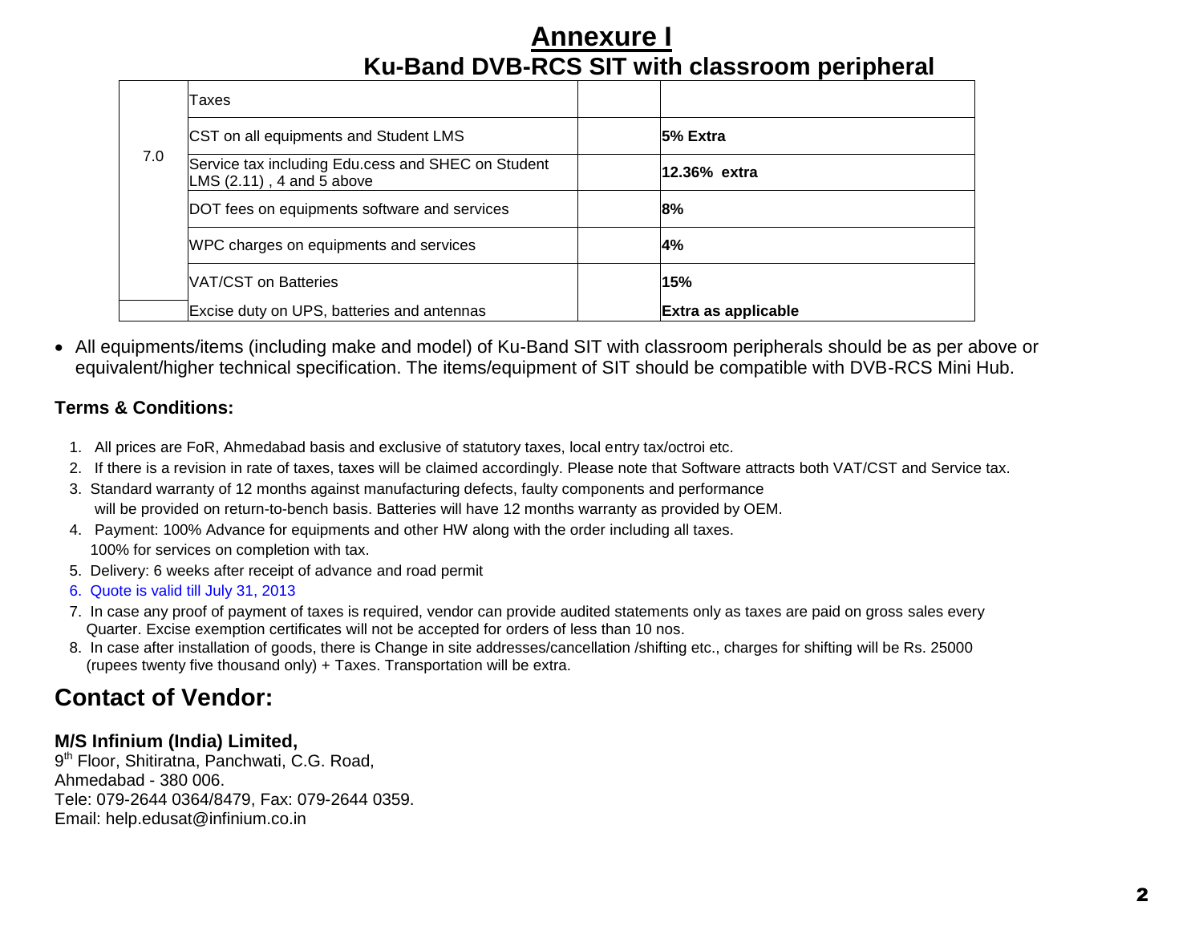# Annexure I

## Ku-Band DVB-RCS SIT with classroom peripheral

| | | | |
|---|---|---|---|
| 7.0 | Taxes | | |
| | CST on all equipments and Student LMS | | **5% Extra** |
| | Service tax including Edu.cess and SHEC on Student LMS (2.11) , 4 and 5 above | | **12.36% extra** |
| | DOT fees on equipments software and services | | **8%** |
| | WPC charges on equipments and services | | **4%** |
| | VAT/CST on Batteries | | **15%** |
| | Excise duty on UPS, batteries and antennas | | **Extra as applicable** |

- All equipments/items (including make and model) of Ku-Band SIT with classroom peripherals should be as per above or equivalent/higher technical specification. The items/equipment of SIT should be compatible with DVB-RCS Mini Hub.

**Terms & Conditions:**

1. All prices are FoR, Ahmedabad basis and exclusive of statutory taxes, local entry tax/octroi etc.
2. If there is a revision in rate of taxes, taxes will be claimed accordingly. Please note that Software attracts both VAT/CST and Service tax.
3. Standard warranty of 12 months against manufacturing defects, faulty components and performance will be provided on return-to-bench basis. Batteries will have 12 months warranty as provided by OEM.
4. Payment: 100% Advance for equipments and other HW along with the order including all taxes. 100% for services on completion with tax.
5. Delivery: 6 weeks after receipt of advance and road permit
6. Quote is valid till July 31, 2013
7. In case any proof of payment of taxes is required, vendor can provide audited statements only as taxes are paid on gross sales every Quarter. Excise exemption certificates will not be accepted for orders of less than 10 nos.
8. In case after installation of goods, there is Change in site addresses/cancellation /shifting etc., charges for shifting will be Rs. 25000 (rupees twenty five thousand only) + Taxes. Transportation will be extra.

## Contact of Vendor:

**M/S Infinium (India) Limited,**
9th Floor, Shitiratna, Panchwati, C.G. Road,
Ahmedabad - 380 006.
Tele: 079-2644 0364/8479, Fax: 079-2644 0359.
Email: help.edusat@infinium.co.in